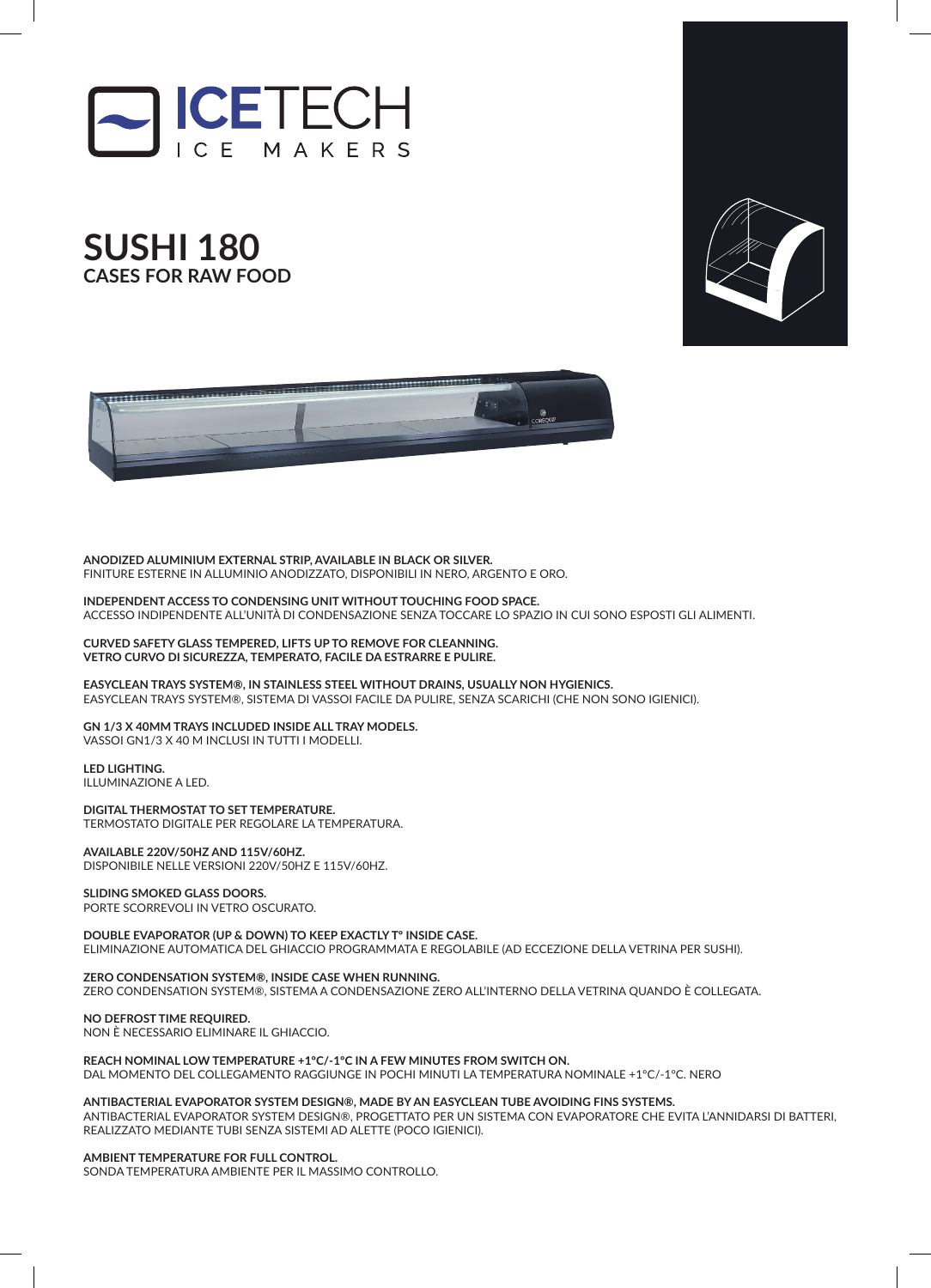ICETECH
ICE MAKERS

# SUSHI 180
## CASES FOR RAW FOOD

**ANODIZED ALUMINIUM EXTERNAL STRIP, AVAILABLE IN BLACK OR SILVER.**
FINITURE ESTERNE IN ALLUMINIO ANODIZZATO, DISPONIBILI IN NERO, ARGENTO E ORO.

**INDEPENDENT ACCESS TO CONDENSING UNIT WITHOUT TOUCHING FOOD SPACE.**
ACCESSO INDIPENDENTE ALL'UNITÀ DI CONDENSAZIONE SENZA TOCCARE LO SPAZIO IN CUI SONO ESPOSTI GLI ALIMENTI.

**CURVED SAFETY GLASS TEMPERED, LIFTS UP TO REMOVE FOR CLEANNING.**
**VETRO CURVO DI SICUREZZA, TEMPERATO, FACILE DA ESTRARRE E PULIRE.**

**EASYCLEAN TRAYS SYSTEM®, IN STAINLESS STEEL WITHOUT DRAINS, USUALLY NON HYGIENICS.**
EASYCLEAN TRAYS SYSTEM®, SISTEMA DI VASSOI FACILE DA PULIRE, SENZA SCARICHI (CHE NON SONO IGIENICI).

**GN 1/3 X 40MM TRAYS INCLUDED INSIDE ALL TRAY MODELS.**
VASSOI GN1/3 X 40 M INCLUSI IN TUTTI I MODELLI.

**LED LIGHTING.**
ILLUMINAZIONE A LED.

**DIGITAL THERMOSTAT TO SET TEMPERATURE.**
TERMOSTATO DIGITALE PER REGOLARE LA TEMPERATURA.

**AVAILABLE 220V/50HZ AND 115V/60HZ.**
DISPONIBILE NELLE VERSIONI 220V/50HZ E 115V/60HZ.

**SLIDING SMOKED GLASS DOORS.**
PORTE SCORREVOLI IN VETRO OSCURATO.

**DOUBLE EVAPORATOR (UP & DOWN) TO KEEP EXACTLY T° INSIDE CASE.**
ELIMINAZIONE AUTOMATICA DEL GHIACCIO PROGRAMMATA E REGOLABILE (AD ECCEZIONE DELLA VETRINA PER SUSHI).

**ZERO CONDENSATION SYSTEM®, INSIDE CASE WHEN RUNNING.**
ZERO CONDENSATION SYSTEM®, SISTEMA A CONDENSAZIONE ZERO ALL'INTERNO DELLA VETRINA QUANDO È COLLEGATA.

**NO DEFROST TIME REQUIRED.**
NON È NECESSARIO ELIMINARE IL GHIACCIO.

**REACH NOMINAL LOW TEMPERATURE +1ºC/-1ºC IN A FEW MINUTES FROM SWITCH ON.**
DAL MOMENTO DEL COLLEGAMENTO RAGGIUNGE IN POCHI MINUTI LA TEMPERATURA NOMINALE +1ºC/-1ºC. NERO

**ANTIBACTERIAL EVAPORATOR SYSTEM DESIGN®, MADE BY AN EASYCLEAN TUBE AVOIDING FINS SYSTEMS.**
ANTIBACTERIAL EVAPORATOR SYSTEM DESIGN®, PROGETTATO PER UN SISTEMA CON EVAPORATORE CHE EVITA L'ANNIDARSI DI BATTERI, REALIZZATO MEDIANTE TUBI SENZA SISTEMI AD ALETTE (POCO IGIENICI).

**AMBIENT TEMPERATURE FOR FULL CONTROL.**
SONDA TEMPERATURA AMBIENTE PER IL MASSIMO CONTROLLO.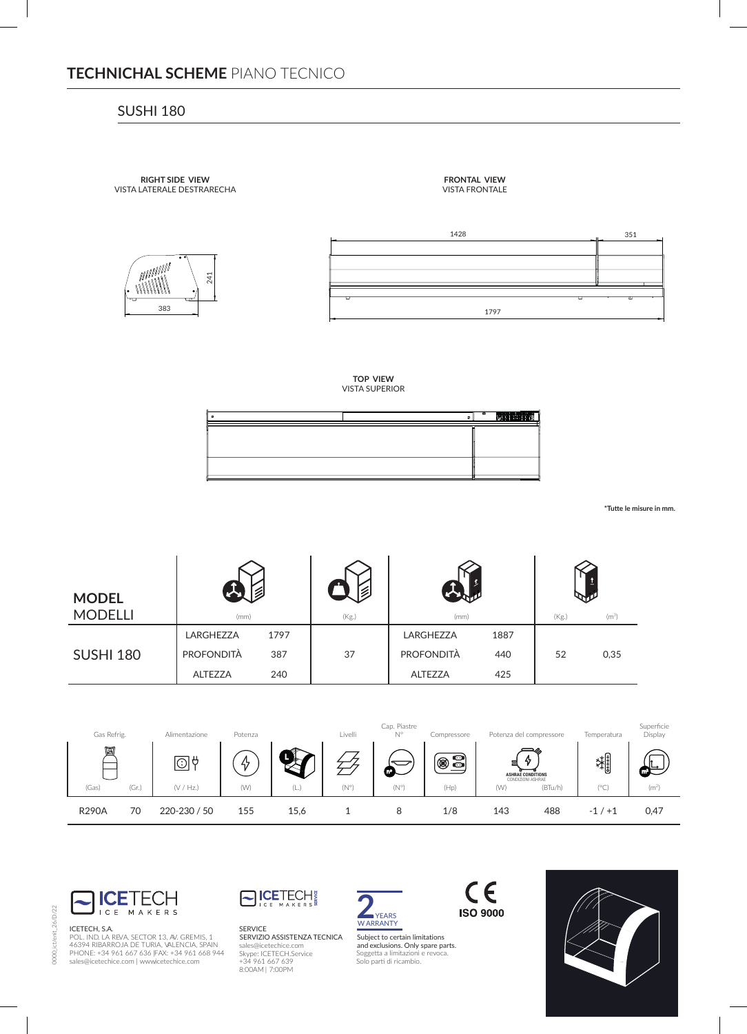## **TECHNICHAL SCHEME** PIANO TECNICO

### SUSHI 180

**RIGHT SIDE VIEW**
VISTA LATERALE DESTRARECHA

241

383

**FRONTAL VIEW**
VISTA FRONTALE

1428

351

1797

**TOP VIEW**
VISTA SUPERIOR

**\*Tutte le misure in mm.**

| **MODEL** MODELLI | (mm) | | (Kg.) | (mm) | | (Kg.) | (m³) |
|---|---|---|---|---|---|---|---|
| SUSHI 180 | LARGHEZZA | 1797 | 37 | LARGHEZZA | 1887 | 52 | 0,35 |
| | PROFONDITÀ | 387 | | PROFONDITÀ | 440 | | |
| | ALTEZZA | 240 | | ALTEZZA | 425 | | |

| Gas Refrig. | | Alimentazione | Potenza | | Livelli | Cap. Piastre N° | Compressore | Potenza del compressore | | Temperatura | Superficie Display |
|---|---|---|---|---|---|---|---|---|---|---|---|
| (Gas) | (Gr.) | (V / Hz.) | (W) | (L.) | (N°) | (N°) | (Hp) | (W) | (BTu/h) | (°C) | (m²) |
| R290A | 70 | 220-230 / 50 | 155 | 15,6 | 1 | 8 | 1/8 | 143 | 488 | -1 / +1 | 0,47 |

ASHRAE CONDITIONS
CONDIZIONI ASHRAE

ICETECH ICE MAKERS

ICETECH, S.A.
POL. IND. LA REVA, SECTOR 13, AV. GREMIS, 1
46394 RIBARROJA DE TURIA, VALENCIA, SPAIN
PHONE: +34 961 667 636 |FAX: +34 961 668 944
sales@icetechice.com | wwwicetechice.com

ICETECH ICE MAKERS SERVICE

SERVICE
SERVIZIO ASSISTENZA TECNICA
sales@icetechice.com
Skype: ICETECH.Service
+34 961 667 639
8:00AM | 7:00PM

2 YEARS WARRANTY

Subject to certain limitations and exclusions. Only spare parts.
Soggetta a limitazioni e revoca.
Solo parti di ricambio.

CE
ISO 9000

0000_ict/ent_26/D/22